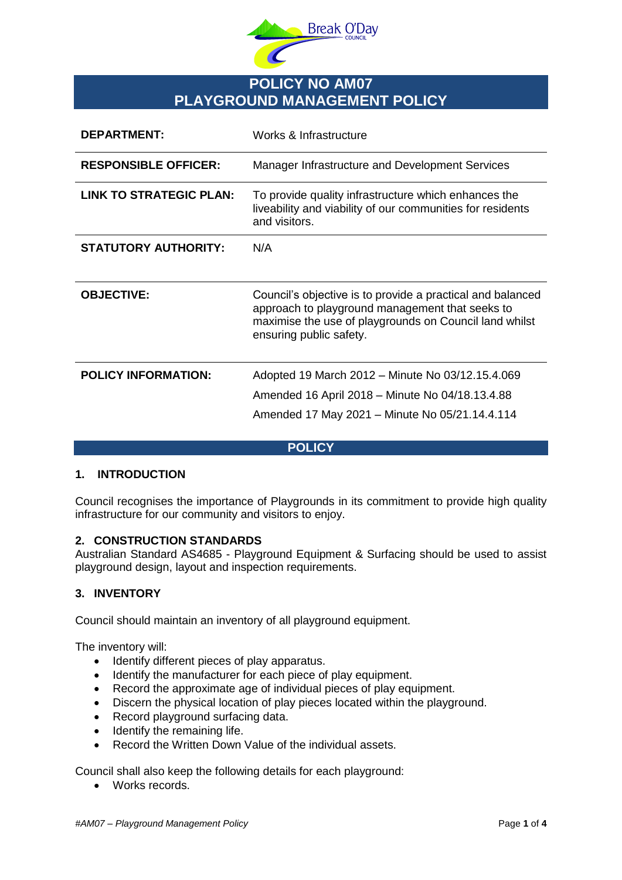# POLICY NO AM07
# PLAYGROUND MANAGEMENT POLICY

| | |
|---|---|
| **DEPARTMENT:** | Works & Infrastructure |
| **RESPONSIBLE OFFICER:** | Manager Infrastructure and Development Services |
| **LINK TO STRATEGIC PLAN:** | To provide quality infrastructure which enhances the liveability and viability of our communities for residents and visitors. |
| **STATUTORY AUTHORITY:** | N/A |
| **OBJECTIVE:** | Council's objective is to provide a practical and balanced approach to playground management that seeks to maximise the use of playgrounds on Council land whilst ensuring public safety. |
| **POLICY INFORMATION:** | Adopted 19 March 2012 – Minute No 03/12.15.4.069<br>Amended 16 April 2018 – Minute No 04/18.13.4.88<br>Amended 17 May 2021 – Minute No 05/21.14.4.114 |

## POLICY

### 1. INTRODUCTION

Council recognises the importance of Playgrounds in its commitment to provide high quality infrastructure for our community and visitors to enjoy.

### 2. CONSTRUCTION STANDARDS

Australian Standard AS4685 - Playground Equipment & Surfacing should be used to assist playground design, layout and inspection requirements.

### 3. INVENTORY

Council should maintain an inventory of all playground equipment.

The inventory will:

- Identify different pieces of play apparatus.
- Identify the manufacturer for each piece of play equipment.
- Record the approximate age of individual pieces of play equipment.
- Discern the physical location of play pieces located within the playground.
- Record playground surfacing data.
- Identify the remaining life.
- Record the Written Down Value of the individual assets.

Council shall also keep the following details for each playground:

- Works records.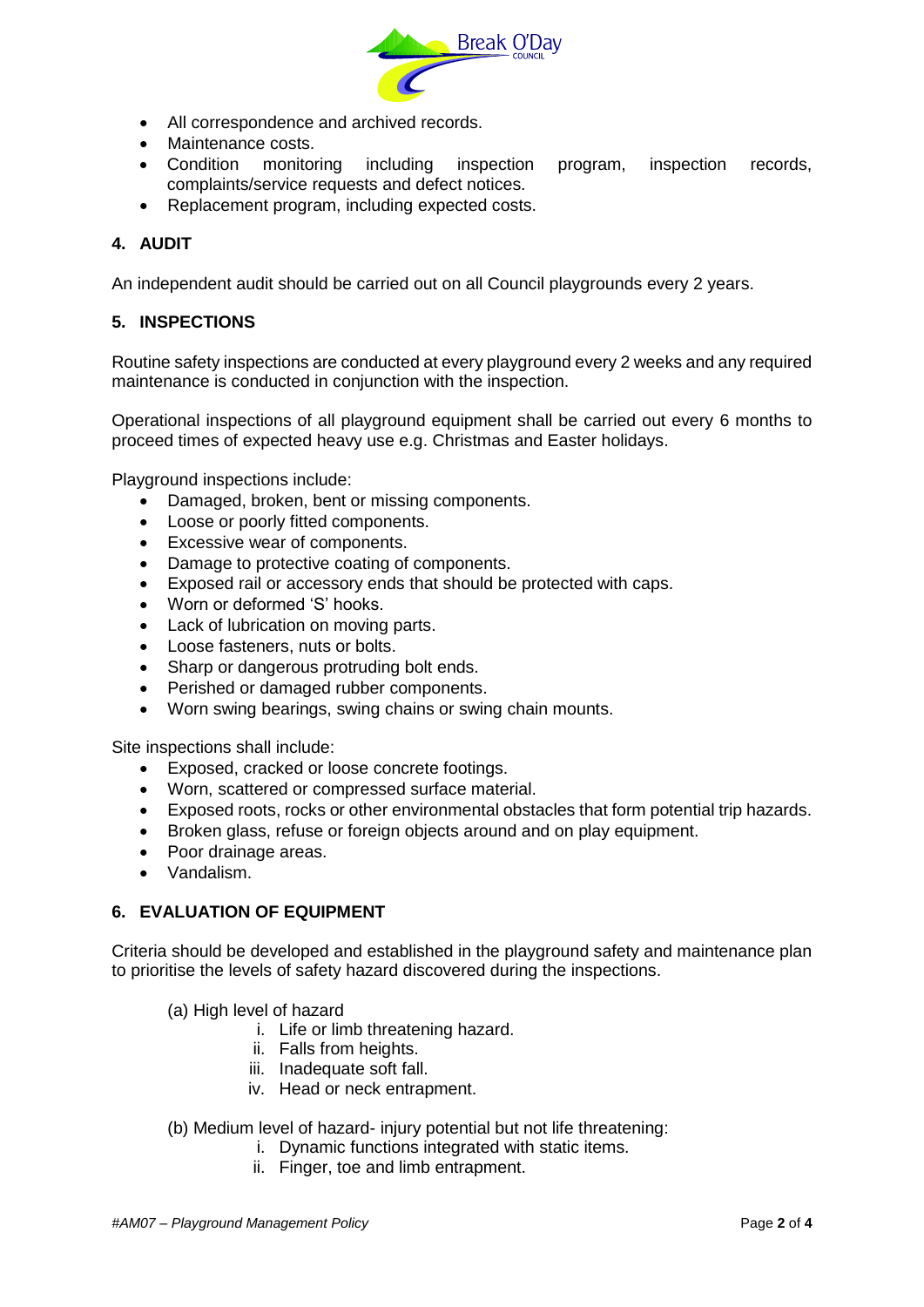- All correspondence and archived records.
- Maintenance costs.
- Condition monitoring including inspection program, inspection records, complaints/service requests and defect notices.
- Replacement program, including expected costs.

## 4. AUDIT

An independent audit should be carried out on all Council playgrounds every 2 years.

## 5. INSPECTIONS

Routine safety inspections are conducted at every playground every 2 weeks and any required maintenance is conducted in conjunction with the inspection.

Operational inspections of all playground equipment shall be carried out every 6 months to proceed times of expected heavy use e.g. Christmas and Easter holidays.

Playground inspections include:

- Damaged, broken, bent or missing components.
- Loose or poorly fitted components.
- Excessive wear of components.
- Damage to protective coating of components.
- Exposed rail or accessory ends that should be protected with caps.
- Worn or deformed 'S' hooks.
- Lack of lubrication on moving parts.
- Loose fasteners, nuts or bolts.
- Sharp or dangerous protruding bolt ends.
- Perished or damaged rubber components.
- Worn swing bearings, swing chains or swing chain mounts.

Site inspections shall include:

- Exposed, cracked or loose concrete footings.
- Worn, scattered or compressed surface material.
- Exposed roots, rocks or other environmental obstacles that form potential trip hazards.
- Broken glass, refuse or foreign objects around and on play equipment.
- Poor drainage areas.
- Vandalism.

## 6. EVALUATION OF EQUIPMENT

Criteria should be developed and established in the playground safety and maintenance plan to prioritise the levels of safety hazard discovered during the inspections.

(a) High level of hazard

  i. Life or limb threatening hazard.
  ii. Falls from heights.
  iii. Inadequate soft fall.
  iv. Head or neck entrapment.

(b) Medium level of hazard- injury potential but not life threatening:

  i. Dynamic functions integrated with static items.
  ii. Finger, toe and limb entrapment.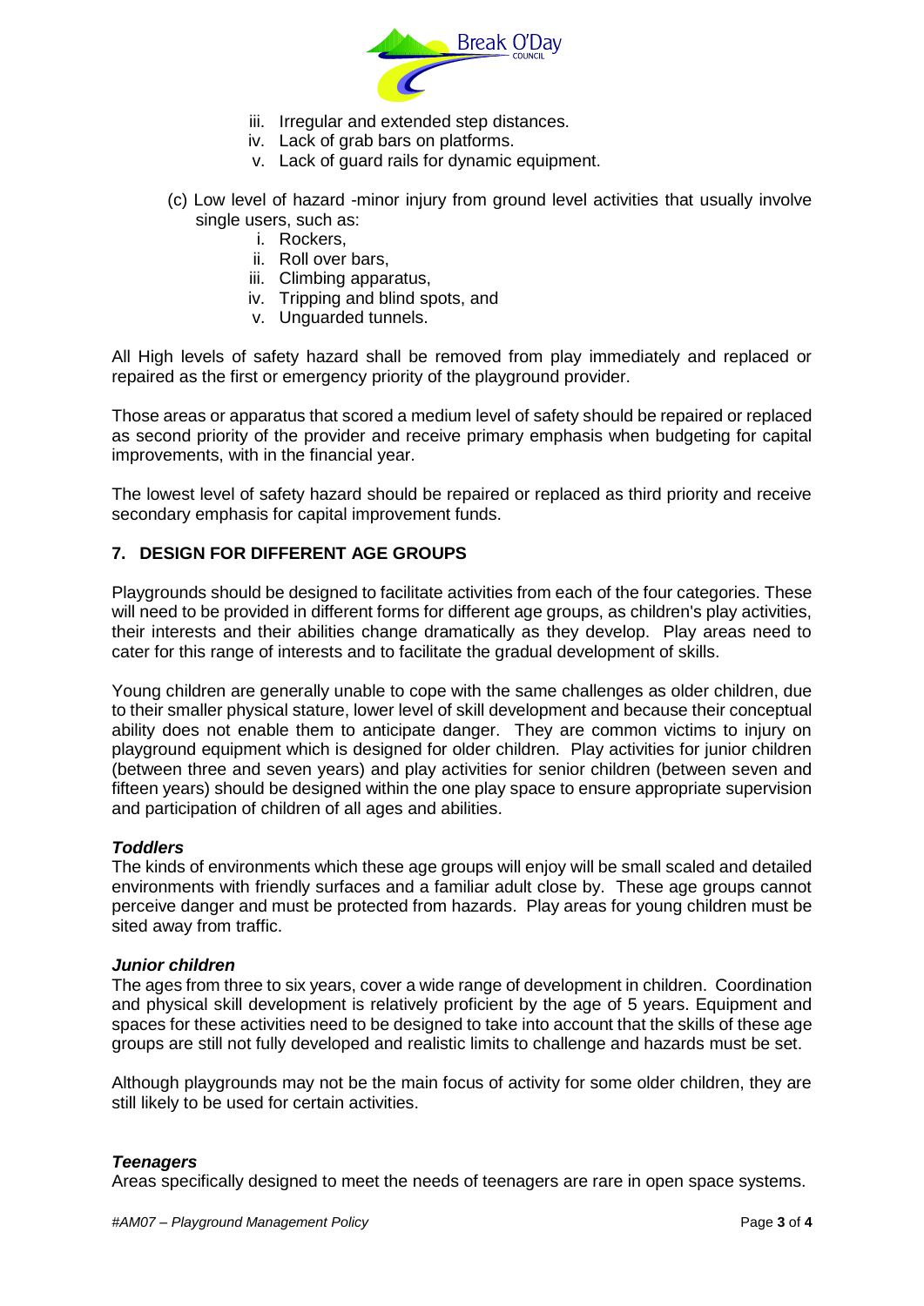iii. Irregular and extended step distances.
iv. Lack of grab bars on platforms.
v. Lack of guard rails for dynamic equipment.

(c) Low level of hazard -minor injury from ground level activities that usually involve single users, such as:

i. Rockers,
ii. Roll over bars,
iii. Climbing apparatus,
iv. Tripping and blind spots, and
v. Unguarded tunnels.

All High levels of safety hazard shall be removed from play immediately and replaced or repaired as the first or emergency priority of the playground provider.

Those areas or apparatus that scored a medium level of safety should be repaired or replaced as second priority of the provider and receive primary emphasis when budgeting for capital improvements, with in the financial year.

The lowest level of safety hazard should be repaired or replaced as third priority and receive secondary emphasis for capital improvement funds.

## 7. DESIGN FOR DIFFERENT AGE GROUPS

Playgrounds should be designed to facilitate activities from each of the four categories. These will need to be provided in different forms for different age groups, as children's play activities, their interests and their abilities change dramatically as they develop. Play areas need to cater for this range of interests and to facilitate the gradual development of skills.

Young children are generally unable to cope with the same challenges as older children, due to their smaller physical stature, lower level of skill development and because their conceptual ability does not enable them to anticipate danger. They are common victims to injury on playground equipment which is designed for older children. Play activities for junior children (between three and seven years) and play activities for senior children (between seven and fifteen years) should be designed within the one play space to ensure appropriate supervision and participation of children of all ages and abilities.

***Toddlers***

The kinds of environments which these age groups will enjoy will be small scaled and detailed environments with friendly surfaces and a familiar adult close by. These age groups cannot perceive danger and must be protected from hazards. Play areas for young children must be sited away from traffic.

***Junior children***

The ages from three to six years, cover a wide range of development in children. Coordination and physical skill development is relatively proficient by the age of 5 years. Equipment and spaces for these activities need to be designed to take into account that the skills of these age groups are still not fully developed and realistic limits to challenge and hazards must be set.

Although playgrounds may not be the main focus of activity for some older children, they are still likely to be used for certain activities.

***Teenagers***

Areas specifically designed to meet the needs of teenagers are rare in open space systems.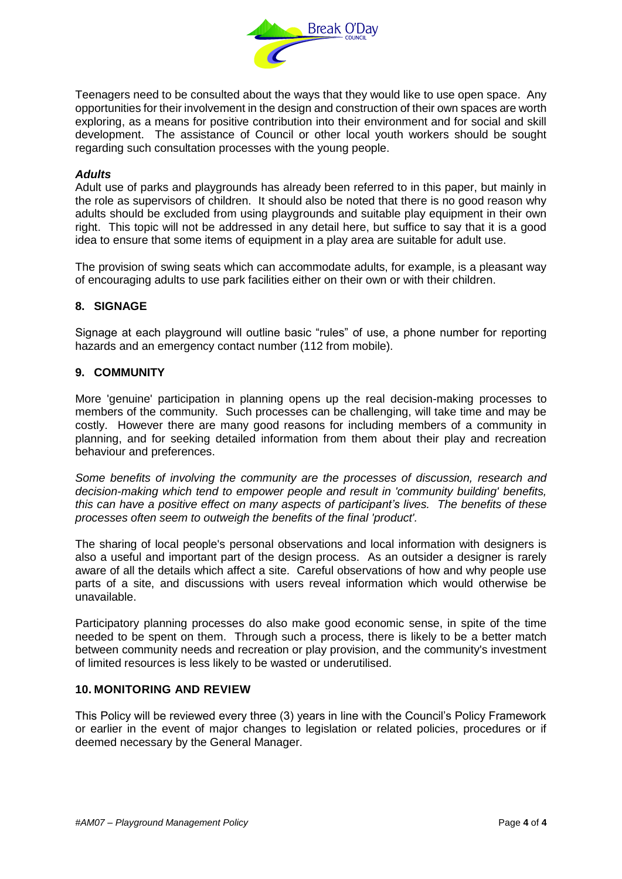Teenagers need to be consulted about the ways that they would like to use open space. Any opportunities for their involvement in the design and construction of their own spaces are worth exploring, as a means for positive contribution into their environment and for social and skill development. The assistance of Council or other local youth workers should be sought regarding such consultation processes with the young people.

***Adults***

Adult use of parks and playgrounds has already been referred to in this paper, but mainly in the role as supervisors of children. It should also be noted that there is no good reason why adults should be excluded from using playgrounds and suitable play equipment in their own right. This topic will not be addressed in any detail here, but suffice to say that it is a good idea to ensure that some items of equipment in a play area are suitable for adult use.

The provision of swing seats which can accommodate adults, for example, is a pleasant way of encouraging adults to use park facilities either on their own or with their children.

## 8. SIGNAGE

Signage at each playground will outline basic "rules" of use, a phone number for reporting hazards and an emergency contact number (112 from mobile).

## 9. COMMUNITY

More 'genuine' participation in planning opens up the real decision-making processes to members of the community. Such processes can be challenging, will take time and may be costly. However there are many good reasons for including members of a community in planning, and for seeking detailed information from them about their play and recreation behaviour and preferences.

*Some benefits of involving the community are the processes of discussion, research and decision-making which tend to empower people and result in 'community building' benefits, this can have a positive effect on many aspects of participant's lives. The benefits of these processes often seem to outweigh the benefits of the final 'product'.*

The sharing of local people's personal observations and local information with designers is also a useful and important part of the design process. As an outsider a designer is rarely aware of all the details which affect a site. Careful observations of how and why people use parts of a site, and discussions with users reveal information which would otherwise be unavailable.

Participatory planning processes do also make good economic sense, in spite of the time needed to be spent on them. Through such a process, there is likely to be a better match between community needs and recreation or play provision, and the community's investment of limited resources is less likely to be wasted or underutilised.

## 10. MONITORING AND REVIEW

This Policy will be reviewed every three (3) years in line with the Council's Policy Framework or earlier in the event of major changes to legislation or related policies, procedures or if deemed necessary by the General Manager.